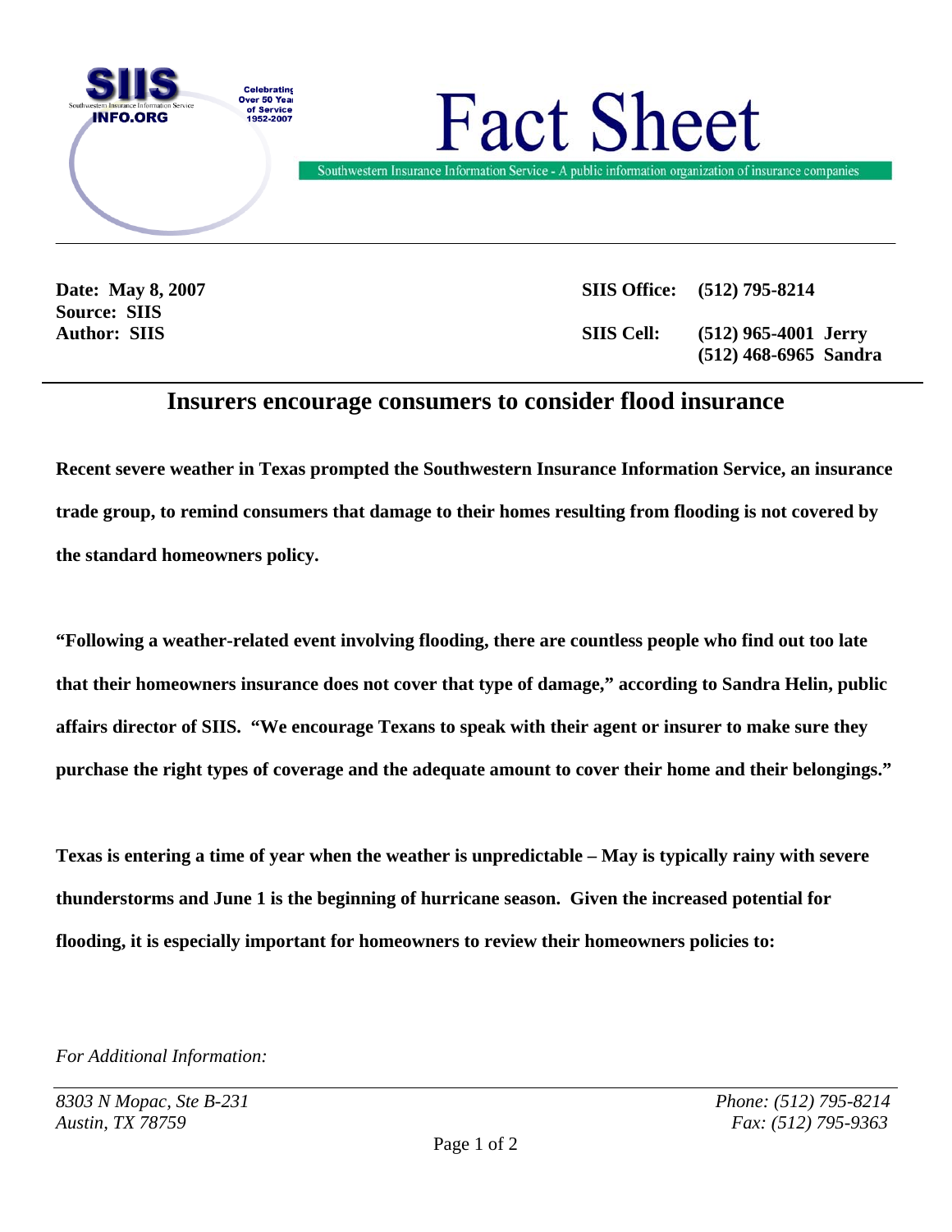SIIS
Southwestern Insurance Information Service
INFO.ORG

Celebrating Over 50 Years of Service 1952-2007

# Fact Sheet

Southwestern Insurance Information Service - A public information organization of insurance companies

**Date: May 8, 2007**
**Source: SIIS**
**Author: SIIS**

**SIIS Office: (512) 795-8214**

**SIIS Cell: (512) 965-4001 Jerry**
**(512) 468-6965 Sandra**

## Insurers encourage consumers to consider flood insurance

**Recent severe weather in Texas prompted the Southwestern Insurance Information Service, an insurance trade group, to remind consumers that damage to their homes resulting from flooding is not covered by the standard homeowners policy.**

**"Following a weather-related event involving flooding, there are countless people who find out too late that their homeowners insurance does not cover that type of damage," according to Sandra Helin, public affairs director of SIIS. "We encourage Texans to speak with their agent or insurer to make sure they purchase the right types of coverage and the adequate amount to cover their home and their belongings."**

**Texas is entering a time of year when the weather is unpredictable – May is typically rainy with severe thunderstorms and June 1 is the beginning of hurricane season. Given the increased potential for flooding, it is especially important for homeowners to review their homeowners policies to:**

*For Additional Information:*

*8303 N Mopac, Ste B-231*
*Austin, TX 78759*

*Phone: (512) 795-8214*
*Fax: (512) 795-9363*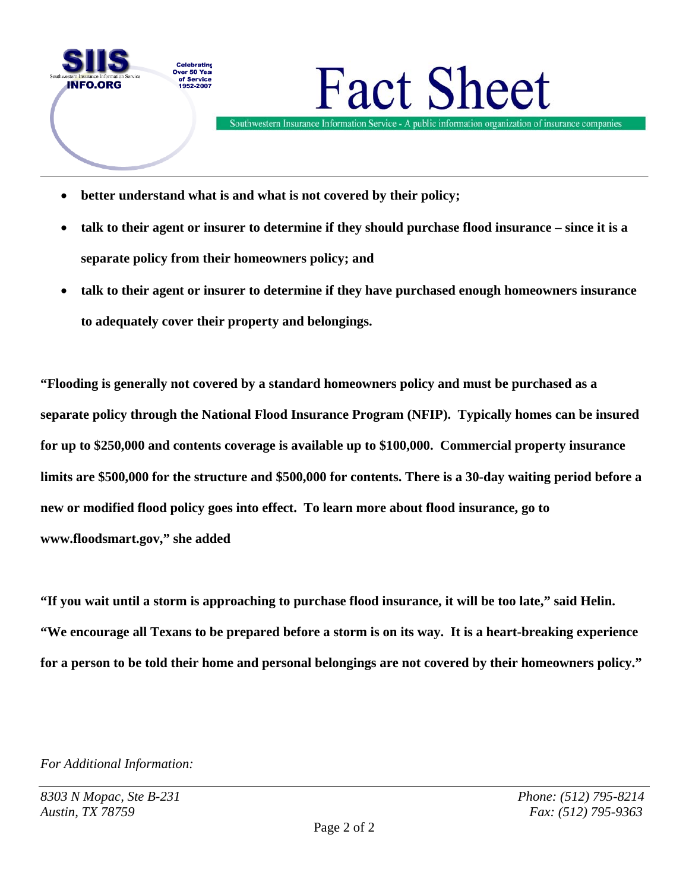- **better understand what is and what is not covered by their policy;**
- **talk to their agent or insurer to determine if they should purchase flood insurance – since it is a separate policy from their homeowners policy; and**
- **talk to their agent or insurer to determine if they have purchased enough homeowners insurance to adequately cover their property and belongings.**

**"Flooding is generally not covered by a standard homeowners policy and must be purchased as a separate policy through the National Flood Insurance Program (NFIP). Typically homes can be insured for up to $250,000 and contents coverage is available up to $100,000. Commercial property insurance limits are $500,000 for the structure and $500,000 for contents. There is a 30-day waiting period before a new or modified flood policy goes into effect. To learn more about flood insurance, go to www.floodsmart.gov," she added**

**"If you wait until a storm is approaching to purchase flood insurance, it will be too late," said Helin. "We encourage all Texans to be prepared before a storm is on its way. It is a heart-breaking experience for a person to be told their home and personal belongings are not covered by their homeowners policy."**

*For Additional Information:*

*8303 N Mopac, Ste B-231*
*Austin, TX 78759*

*Phone: (512) 795-8214*
*Fax: (512) 795-9363*